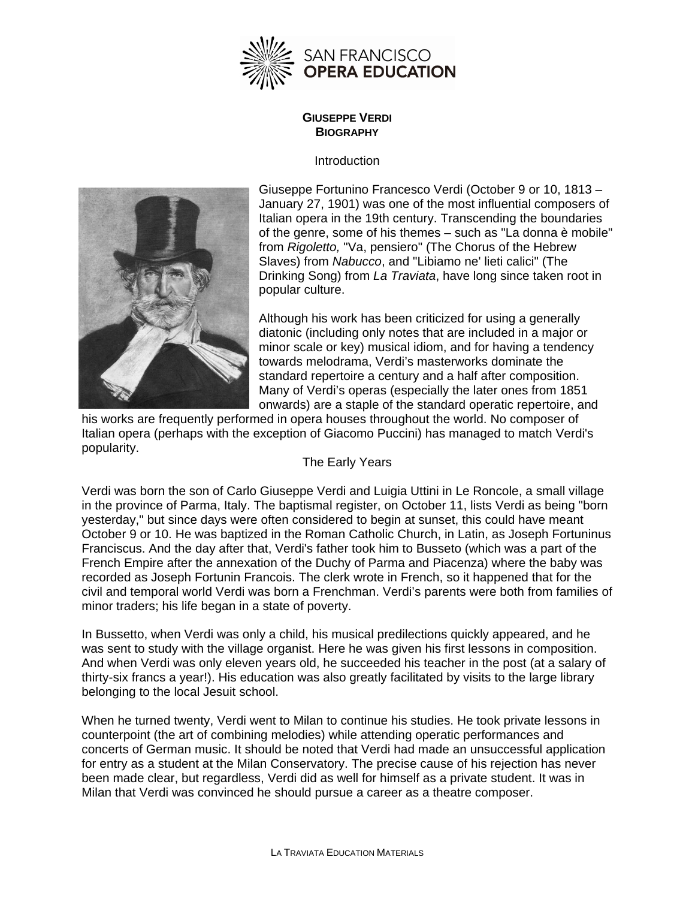# Giuseppe Verdi
## Biography

### Introduction

Giuseppe Fortunino Francesco Verdi (October 9 or 10, 1813 – January 27, 1901) was one of the most influential composers of Italian opera in the 19th century. Transcending the boundaries of the genre, some of his themes – such as "La donna è mobile" from *Rigoletto,* "Va, pensiero" (The Chorus of the Hebrew Slaves) from *Nabucco*, and "Libiamo ne' lieti calici" (The Drinking Song) from *La Traviata*, have long since taken root in popular culture.

Although his work has been criticized for using a generally diatonic (including only notes that are included in a major or minor scale or key) musical idiom, and for having a tendency towards melodrama, Verdi's masterworks dominate the standard repertoire a century and a half after composition. Many of Verdi's operas (especially the later ones from 1851 onwards) are a staple of the standard operatic repertoire, and his works are frequently performed in opera houses throughout the world. No composer of Italian opera (perhaps with the exception of Giacomo Puccini) has managed to match Verdi's popularity.

### The Early Years

Verdi was born the son of Carlo Giuseppe Verdi and Luigia Uttini in Le Roncole, a small village in the province of Parma, Italy. The baptismal register, on October 11, lists Verdi as being "born yesterday," but since days were often considered to begin at sunset, this could have meant October 9 or 10. He was baptized in the Roman Catholic Church, in Latin, as Joseph Fortuninus Franciscus. And the day after that, Verdi's father took him to Busseto (which was a part of the French Empire after the annexation of the Duchy of Parma and Piacenza) where the baby was recorded as Joseph Fortunin Francois. The clerk wrote in French, so it happened that for the civil and temporal world Verdi was born a Frenchman. Verdi's parents were both from families of minor traders; his life began in a state of poverty.

In Bussetto, when Verdi was only a child, his musical predilections quickly appeared, and he was sent to study with the village organist. Here he was given his first lessons in composition. And when Verdi was only eleven years old, he succeeded his teacher in the post (at a salary of thirty-six francs a year!). His education was also greatly facilitated by visits to the large library belonging to the local Jesuit school.

When he turned twenty, Verdi went to Milan to continue his studies. He took private lessons in counterpoint (the art of combining melodies) while attending operatic performances and concerts of German music. It should be noted that Verdi had made an unsuccessful application for entry as a student at the Milan Conservatory. The precise cause of his rejection has never been made clear, but regardless, Verdi did as well for himself as a private student. It was in Milan that Verdi was convinced he should pursue a career as a theatre composer.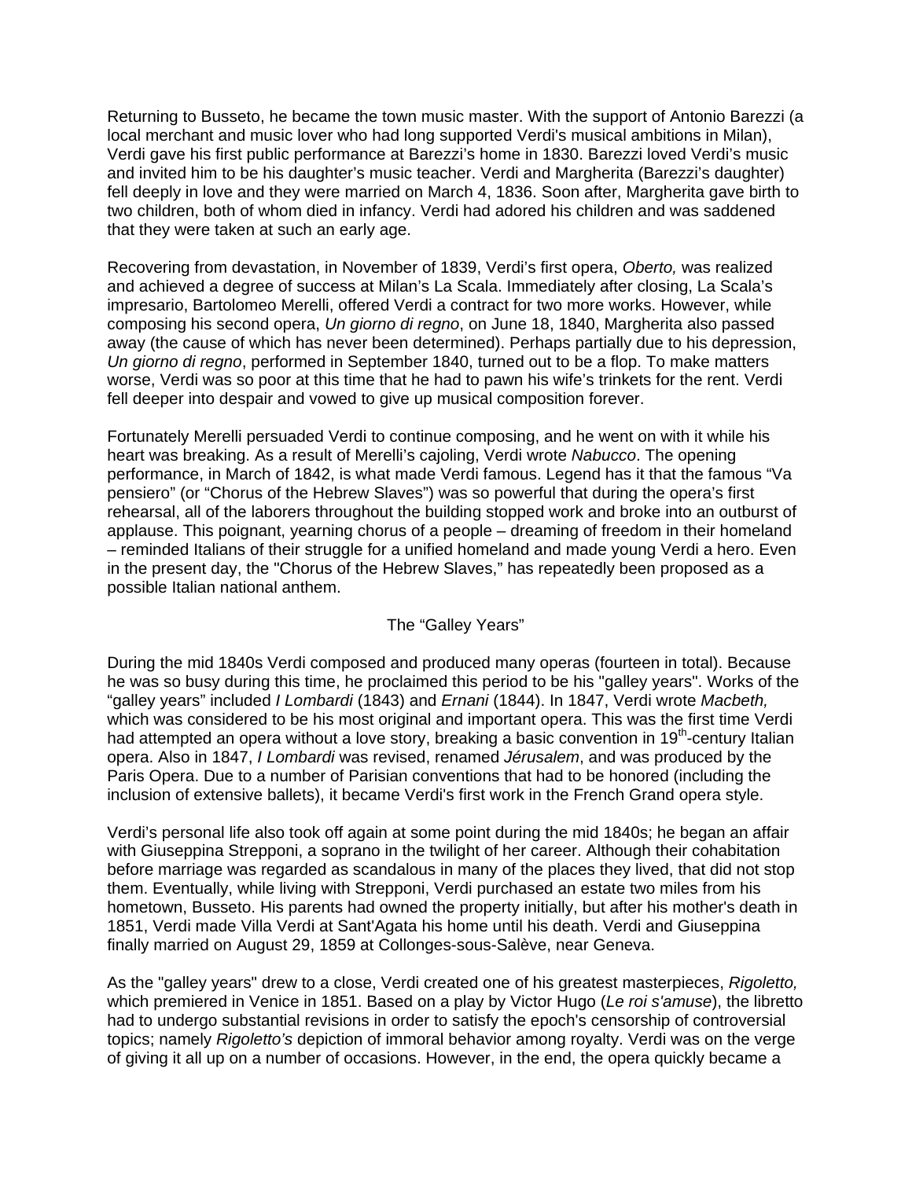Returning to Busseto, he became the town music master. With the support of Antonio Barezzi (a local merchant and music lover who had long supported Verdi's musical ambitions in Milan), Verdi gave his first public performance at Barezzi's home in 1830. Barezzi loved Verdi's music and invited him to be his daughter's music teacher. Verdi and Margherita (Barezzi's daughter) fell deeply in love and they were married on March 4, 1836. Soon after, Margherita gave birth to two children, both of whom died in infancy. Verdi had adored his children and was saddened that they were taken at such an early age.

Recovering from devastation, in November of 1839, Verdi's first opera, *Oberto,* was realized and achieved a degree of success at Milan's La Scala. Immediately after closing, La Scala's impresario, Bartolomeo Merelli, offered Verdi a contract for two more works. However, while composing his second opera, *Un giorno di regno*, on June 18, 1840, Margherita also passed away (the cause of which has never been determined). Perhaps partially due to his depression, *Un giorno di regno*, performed in September 1840, turned out to be a flop. To make matters worse, Verdi was so poor at this time that he had to pawn his wife's trinkets for the rent. Verdi fell deeper into despair and vowed to give up musical composition forever.

Fortunately Merelli persuaded Verdi to continue composing, and he went on with it while his heart was breaking. As a result of Merelli's cajoling, Verdi wrote *Nabucco*. The opening performance, in March of 1842, is what made Verdi famous. Legend has it that the famous "Va pensiero" (or "Chorus of the Hebrew Slaves") was so powerful that during the opera's first rehearsal, all of the laborers throughout the building stopped work and broke into an outburst of applause. This poignant, yearning chorus of a people – dreaming of freedom in their homeland – reminded Italians of their struggle for a unified homeland and made young Verdi a hero. Even in the present day, the "Chorus of the Hebrew Slaves," has repeatedly been proposed as a possible Italian national anthem.

## The "Galley Years"

During the mid 1840s Verdi composed and produced many operas (fourteen in total). Because he was so busy during this time, he proclaimed this period to be his "galley years". Works of the "galley years" included *I Lombardi* (1843) and *Ernani* (1844). In 1847, Verdi wrote *Macbeth,* which was considered to be his most original and important opera. This was the first time Verdi had attempted an opera without a love story, breaking a basic convention in 19th-century Italian opera. Also in 1847, *I Lombardi* was revised, renamed *Jérusalem*, and was produced by the Paris Opera. Due to a number of Parisian conventions that had to be honored (including the inclusion of extensive ballets), it became Verdi's first work in the French Grand opera style.

Verdi's personal life also took off again at some point during the mid 1840s; he began an affair with Giuseppina Strepponi, a soprano in the twilight of her career. Although their cohabitation before marriage was regarded as scandalous in many of the places they lived, that did not stop them. Eventually, while living with Strepponi, Verdi purchased an estate two miles from his hometown, Busseto. His parents had owned the property initially, but after his mother's death in 1851, Verdi made Villa Verdi at Sant'Agata his home until his death. Verdi and Giuseppina finally married on August 29, 1859 at Collonges-sous-Salève, near Geneva.

As the "galley years" drew to a close, Verdi created one of his greatest masterpieces, *Rigoletto,* which premiered in Venice in 1851. Based on a play by Victor Hugo (*Le roi s'amuse*), the libretto had to undergo substantial revisions in order to satisfy the epoch's censorship of controversial topics; namely *Rigoletto's* depiction of immoral behavior among royalty. Verdi was on the verge of giving it all up on a number of occasions. However, in the end, the opera quickly became a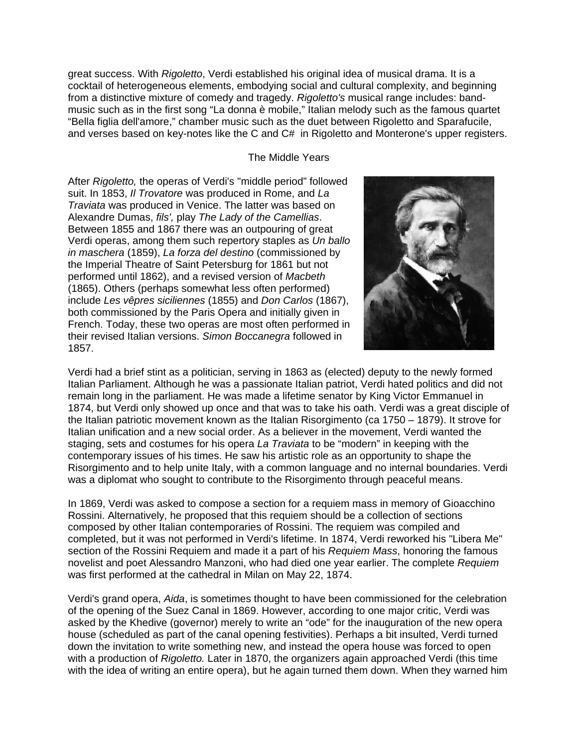great success. With *Rigoletto*, Verdi established his original idea of musical drama. It is a cocktail of heterogeneous elements, embodying social and cultural complexity, and beginning from a distinctive mixture of comedy and tragedy. *Rigoletto's* musical range includes: band-music such as in the first song “La donna è mobile,” Italian melody such as the famous quartet “Bella figlia dell'amore,” chamber music such as the duet between Rigoletto and Sparafucile, and verses based on key-notes like the C and C# in Rigoletto and Monterone's upper registers.

## The Middle Years

After *Rigoletto,* the operas of Verdi's "middle period” followed suit. In 1853, *Il Trovatore* was produced in Rome, and *La Traviata* was produced in Venice. The latter was based on Alexandre Dumas, *fils',* play *The Lady of the Camellias*. Between 1855 and 1867 there was an outpouring of great Verdi operas, among them such repertory staples as *Un ballo in maschera* (1859), *La forza del destino* (commissioned by the Imperial Theatre of Saint Petersburg for 1861 but not performed until 1862), and a revised version of *Macbeth* (1865). Others (perhaps somewhat less often performed) include *Les vêpres siciliennes* (1855) and *Don Carlos* (1867), both commissioned by the Paris Opera and initially given in French. Today, these two operas are most often performed in their revised Italian versions. *Simon Boccanegra* followed in 1857.

Verdi had a brief stint as a politician, serving in 1863 as (elected) deputy to the newly formed Italian Parliament. Although he was a passionate Italian patriot, Verdi hated politics and did not remain long in the parliament. He was made a lifetime senator by King Victor Emmanuel in 1874, but Verdi only showed up once and that was to take his oath. Verdi was a great disciple of the Italian patriotic movement known as the Italian Risorgimento (ca 1750 – 1879). It strove for Italian unification and a new social order. As a believer in the movement, Verdi wanted the staging, sets and costumes for his opera *La Traviata* to be “modern” in keeping with the contemporary issues of his times. He saw his artistic role as an opportunity to shape the Risorgimento and to help unite Italy, with a common language and no internal boundaries. Verdi was a diplomat who sought to contribute to the Risorgimento through peaceful means.

In 1869, Verdi was asked to compose a section for a requiem mass in memory of Gioacchino Rossini. Alternatively, he proposed that this requiem should be a collection of sections composed by other Italian contemporaries of Rossini. The requiem was compiled and completed, but it was not performed in Verdi's lifetime. In 1874, Verdi reworked his "Libera Me" section of the Rossini Requiem and made it a part of his *Requiem Mass*, honoring the famous novelist and poet Alessandro Manzoni, who had died one year earlier. The complete *Requiem* was first performed at the cathedral in Milan on May 22, 1874.

Verdi's grand opera, *Aida*, is sometimes thought to have been commissioned for the celebration of the opening of the Suez Canal in 1869. However, according to one major critic, Verdi was asked by the Khedive (governor) merely to write an “ode” for the inauguration of the new opera house (scheduled as part of the canal opening festivities). Perhaps a bit insulted, Verdi turned down the invitation to write something new, and instead the opera house was forced to open with a production of *Rigoletto.* Later in 1870, the organizers again approached Verdi (this time with the idea of writing an entire opera), but he again turned them down. When they warned him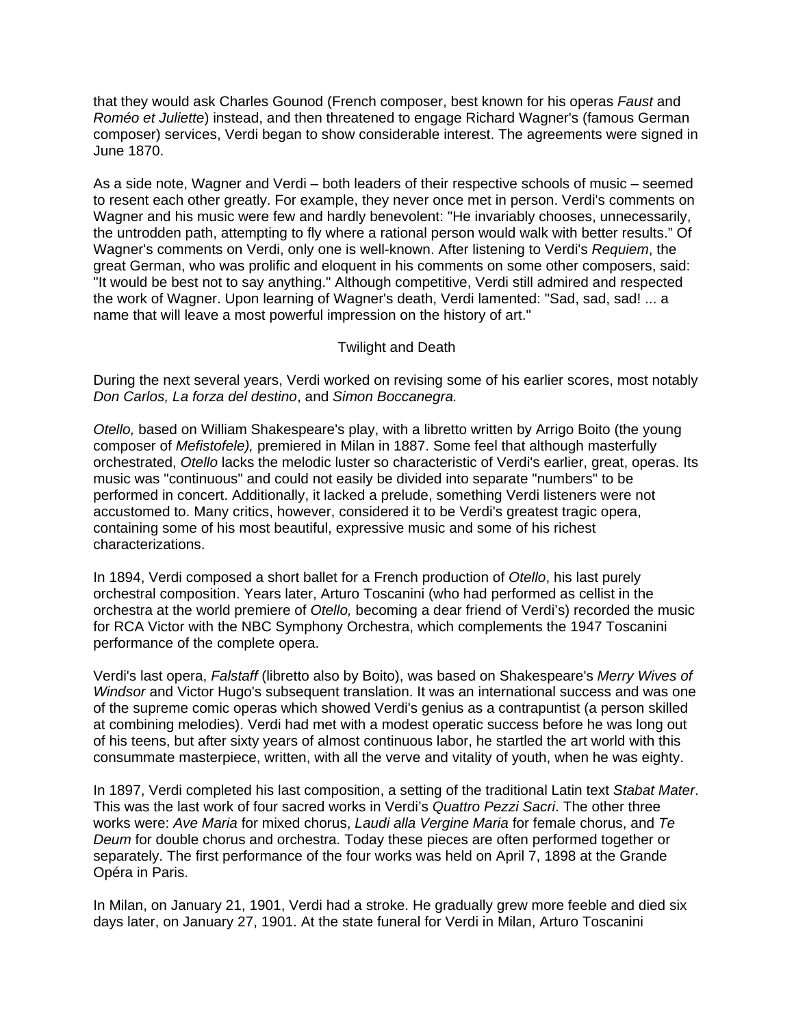that they would ask Charles Gounod (French composer, best known for his operas *Faust* and *Roméo et Juliette*) instead, and then threatened to engage Richard Wagner's (famous German composer) services, Verdi began to show considerable interest. The agreements were signed in June 1870.

As a side note, Wagner and Verdi – both leaders of their respective schools of music – seemed to resent each other greatly. For example, they never once met in person. Verdi's comments on Wagner and his music were few and hardly benevolent: "He invariably chooses, unnecessarily, the untrodden path, attempting to fly where a rational person would walk with better results." Of Wagner's comments on Verdi, only one is well-known. After listening to Verdi's *Requiem*, the great German, who was prolific and eloquent in his comments on some other composers, said: "It would be best not to say anything." Although competitive, Verdi still admired and respected the work of Wagner. Upon learning of Wagner's death, Verdi lamented: "Sad, sad, sad! ... a name that will leave a most powerful impression on the history of art."

## Twilight and Death

During the next several years, Verdi worked on revising some of his earlier scores, most notably *Don Carlos, La forza del destino*, and *Simon Boccanegra.*

*Otello,* based on William Shakespeare's play, with a libretto written by Arrigo Boito (the young composer of *Mefistofele),* premiered in Milan in 1887. Some feel that although masterfully orchestrated, *Otello* lacks the melodic luster so characteristic of Verdi's earlier, great, operas. Its music was "continuous" and could not easily be divided into separate "numbers" to be performed in concert. Additionally, it lacked a prelude, something Verdi listeners were not accustomed to. Many critics, however, considered it to be Verdi's greatest tragic opera, containing some of his most beautiful, expressive music and some of his richest characterizations.

In 1894, Verdi composed a short ballet for a French production of *Otello*, his last purely orchestral composition. Years later, Arturo Toscanini (who had performed as cellist in the orchestra at the world premiere of *Otello,* becoming a dear friend of Verdi's) recorded the music for RCA Victor with the NBC Symphony Orchestra, which complements the 1947 Toscanini performance of the complete opera.

Verdi's last opera, *Falstaff* (libretto also by Boito), was based on Shakespeare's *Merry Wives of Windsor* and Victor Hugo's subsequent translation. It was an international success and was one of the supreme comic operas which showed Verdi's genius as a contrapuntist (a person skilled at combining melodies). Verdi had met with a modest operatic success before he was long out of his teens, but after sixty years of almost continuous labor, he startled the art world with this consummate masterpiece, written, with all the verve and vitality of youth, when he was eighty.

In 1897, Verdi completed his last composition, a setting of the traditional Latin text *Stabat Mater*. This was the last work of four sacred works in Verdi's *Quattro Pezzi Sacri*. The other three works were: *Ave Maria* for mixed chorus, *Laudi alla Vergine Maria* for female chorus, and *Te Deum* for double chorus and orchestra. Today these pieces are often performed together or separately. The first performance of the four works was held on April 7, 1898 at the Grande Opéra in Paris.

In Milan, on January 21, 1901, Verdi had a stroke. He gradually grew more feeble and died six days later, on January 27, 1901. At the state funeral for Verdi in Milan, Arturo Toscanini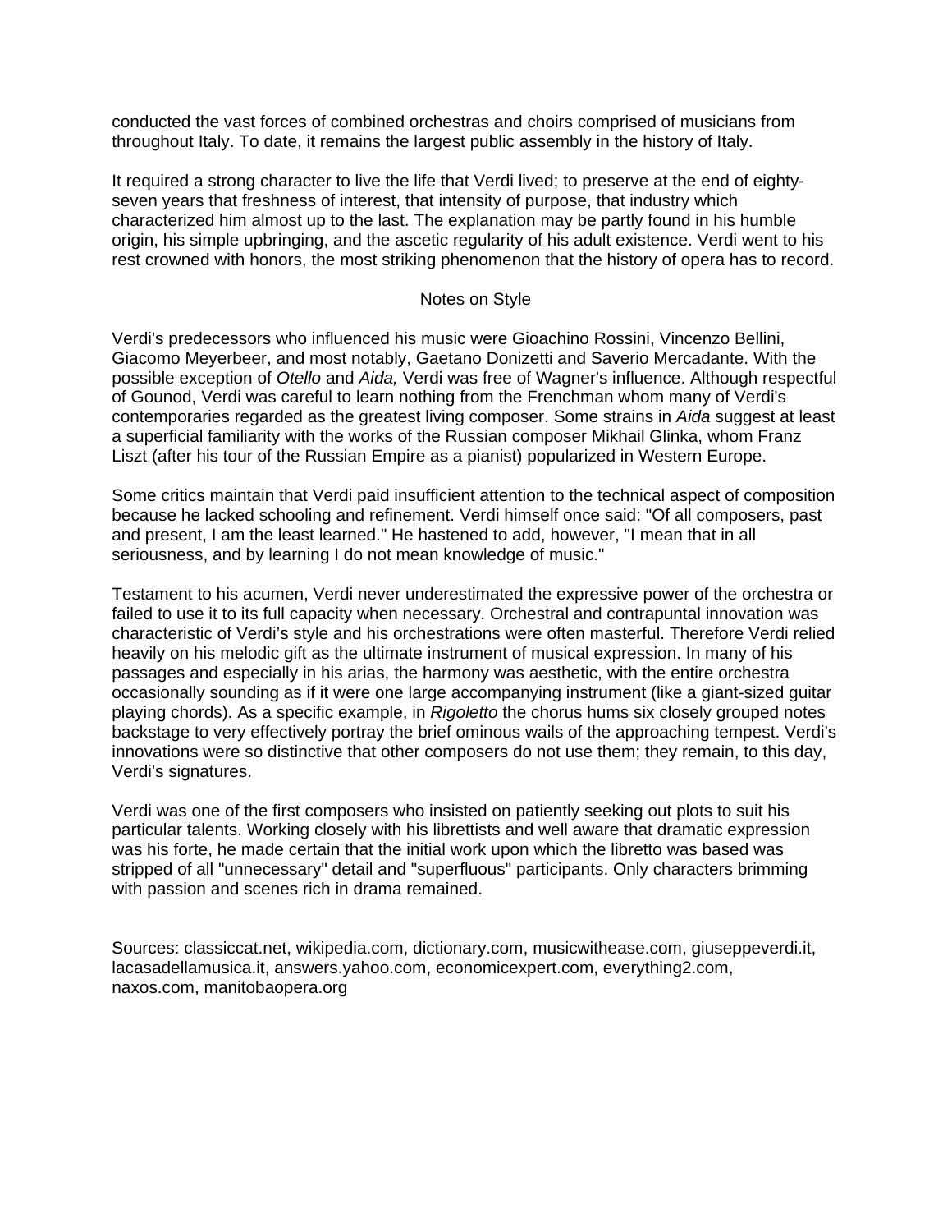conducted the vast forces of combined orchestras and choirs comprised of musicians from throughout Italy. To date, it remains the largest public assembly in the history of Italy.

It required a strong character to live the life that Verdi lived; to preserve at the end of eighty-seven years that freshness of interest, that intensity of purpose, that industry which characterized him almost up to the last. The explanation may be partly found in his humble origin, his simple upbringing, and the ascetic regularity of his adult existence. Verdi went to his rest crowned with honors, the most striking phenomenon that the history of opera has to record.

## Notes on Style

Verdi's predecessors who influenced his music were Gioachino Rossini, Vincenzo Bellini, Giacomo Meyerbeer, and most notably, Gaetano Donizetti and Saverio Mercadante. With the possible exception of *Otello* and *Aida,* Verdi was free of Wagner's influence. Although respectful of Gounod, Verdi was careful to learn nothing from the Frenchman whom many of Verdi's contemporaries regarded as the greatest living composer. Some strains in *Aida* suggest at least a superficial familiarity with the works of the Russian composer Mikhail Glinka, whom Franz Liszt (after his tour of the Russian Empire as a pianist) popularized in Western Europe.

Some critics maintain that Verdi paid insufficient attention to the technical aspect of composition because he lacked schooling and refinement. Verdi himself once said: "Of all composers, past and present, I am the least learned." He hastened to add, however, "I mean that in all seriousness, and by learning I do not mean knowledge of music."

Testament to his acumen, Verdi never underestimated the expressive power of the orchestra or failed to use it to its full capacity when necessary. Orchestral and contrapuntal innovation was characteristic of Verdi's style and his orchestrations were often masterful. Therefore Verdi relied heavily on his melodic gift as the ultimate instrument of musical expression. In many of his passages and especially in his arias, the harmony was aesthetic, with the entire orchestra occasionally sounding as if it were one large accompanying instrument (like a giant-sized guitar playing chords). As a specific example, in *Rigoletto* the chorus hums six closely grouped notes backstage to very effectively portray the brief ominous wails of the approaching tempest. Verdi's innovations were so distinctive that other composers do not use them; they remain, to this day, Verdi's signatures.

Verdi was one of the first composers who insisted on patiently seeking out plots to suit his particular talents. Working closely with his librettists and well aware that dramatic expression was his forte, he made certain that the initial work upon which the libretto was based was stripped of all "unnecessary" detail and "superfluous" participants. Only characters brimming with passion and scenes rich in drama remained.

Sources: classiccat.net, wikipedia.com, dictionary.com, musicwithease.com, giuseppeverdi.it, lacasadellamusica.it, answers.yahoo.com, economicexpert.com, everything2.com, naxos.com, manitobaopera.org